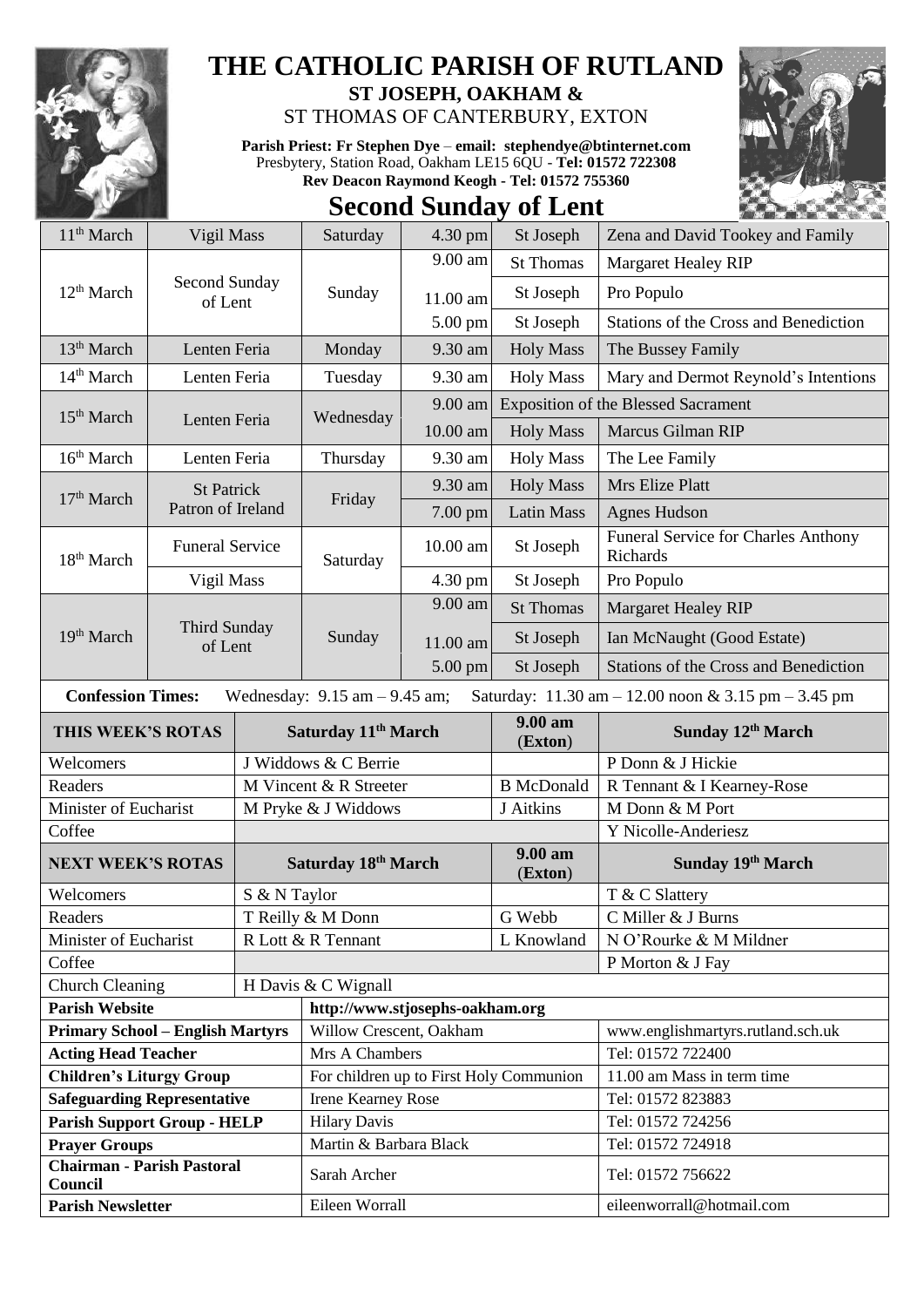# THE CATHOLIC PARISH OF RUTLAND

**ST JOSEPH, OAKHAM &**

ST THOMAS OF CANTERBURY, EXTON

**Parish Priest: Fr Stephen Dye** – **email: stephendye@btinternet.com**
Presbytery, Station Road, Oakham LE15 6QU - **Tel: 01572 722308**
**Rev Deacon Raymond Keogh - Tel: 01572 755360**

## Second Sunday of Lent

| | | | | | |
|---|---|---|---|---|---|
| 11th March | Vigil Mass | Saturday | 4.30 pm | St Joseph | Zena and David Tookey and Family |
| 12th March | Second Sunday of Lent | Sunday | 9.00 am | St Thomas | Margaret Healey RIP |
| | | | 11.00 am | St Joseph | Pro Populo |
| | | | 5.00 pm | St Joseph | Stations of the Cross and Benediction |
| 13th March | Lenten Feria | Monday | 9.30 am | Holy Mass | The Bussey Family |
| 14th March | Lenten Feria | Tuesday | 9.30 am | Holy Mass | Mary and Dermot Reynold's Intentions |
| 15th March | Lenten Feria | Wednesday | 9.00 am | Exposition of the Blessed Sacrament | |
| | | | 10.00 am | Holy Mass | Marcus Gilman RIP |
| 16th March | Lenten Feria | Thursday | 9.30 am | Holy Mass | The Lee Family |
| 17th March | St Patrick Patron of Ireland | Friday | 9.30 am | Holy Mass | Mrs Elize Platt |
| | | | 7.00 pm | Latin Mass | Agnes Hudson |
| 18th March | Funeral Service | Saturday | 10.00 am | St Joseph | Funeral Service for Charles Anthony Richards |
| | Vigil Mass | | 4.30 pm | St Joseph | Pro Populo |
| 19th March | Third Sunday of Lent | Sunday | 9.00 am | St Thomas | Margaret Healey RIP |
| | | | 11.00 am | St Joseph | Ian McNaught (Good Estate) |
| | | | 5.00 pm | St Joseph | Stations of the Cross and Benediction |

**Confession Times:** Wednesday: 9.15 am – 9.45 am; Saturday: 11.30 am – 12.00 noon & 3.15 pm – 3.45 pm

| THIS WEEK'S ROTAS | Saturday 11th March | 9.00 am (Exton) | Sunday 12th March |
|---|---|---|---|
| Welcomers | J Widdows & C Berrie | | P Donn & J Hickie |
| Readers | M Vincent & R Streeter | B McDonald | R Tennant & I Kearney-Rose |
| Minister of Eucharist | M Pryke & J Widdows | J Aitkins | M Donn & M Port |
| Coffee | | | Y Nicolle-Anderiesz |
| **NEXT WEEK'S ROTAS** | **Saturday 18th March** | **9.00 am (Exton)** | **Sunday 19th March** |
| Welcomers | S & N Taylor | | T & C Slattery |
| Readers | T Reilly & M Donn | G Webb | C Miller & J Burns |
| Minister of Eucharist | R Lott & R Tennant | L Knowland | N O'Rourke & M Mildner |
| Coffee | | | P Morton & J Fay |
| Church Cleaning | H Davis & C Wignall | | |

| | | |
|---|---|---|
| **Parish Website** | http://www.stjosephs-oakham.org | |
| **Primary School – English Martyrs** | Willow Crescent, Oakham | www.englishmartyrs.rutland.sch.uk |
| **Acting Head Teacher** | Mrs A Chambers | Tel: 01572 722400 |
| **Children's Liturgy Group** | For children up to First Holy Communion | 11.00 am Mass in term time |
| **Safeguarding Representative** | Irene Kearney Rose | Tel: 01572 823883 |
| **Parish Support Group - HELP** | Hilary Davis | Tel: 01572 724256 |
| **Prayer Groups** | Martin & Barbara Black | Tel: 01572 724918 |
| **Chairman - Parish Pastoral Council** | Sarah Archer | Tel: 01572 756622 |
| **Parish Newsletter** | Eileen Worrall | eileenworrall@hotmail.com |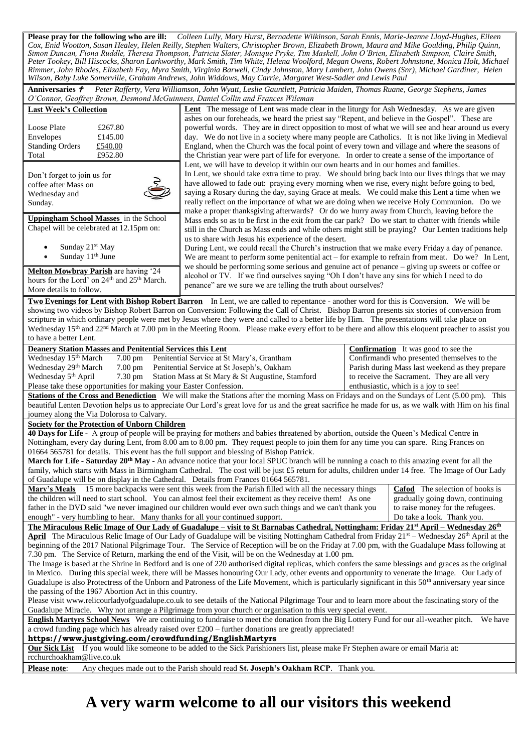**Please pray for the following who are ill:** *Colleen Lully, Mary Hurst, Bernadette Wilkinson, Sarah Ennis, Marie-Jeanne Lloyd-Hughes, Eileen Cox, Enid Wootton, Susan Healey, Helen Reilly, Stephen Walters, Christopher Brown, Elizabeth Brown, Maura and Mike Gaulding, Philip Quinn, Simon Duncan, Fiona Ruddle, Theresa Thompson, Patricia Slater, Monique Pryke, Tim Maskell, John O'Brien, Elisabeth Simpson, Claire Smith, Peter Tookey, Bill Hiscocks, Sharon Larkworthy, Mark Smith, Tim White, Helena Woolford, Megan Owens, Robert Johnstone, Monica Holt, Michael Rimmer, John Rhodes, Elizabeth Fay, Myra Smith, Virginia Barwell, Cindy Johnston, Mary Lambert, John Owens (Snr), Michael Gardiner, Helen Wilson, Baby Luke Somerville, Graham Andrews, John Widdows, May Carrie, Margaret West-Sadler and Lewis Paul*

**Anniversaries** ✝ *Peter Rafferty, Vera Williamson, John Wyatt, Leslie Gauntlett, Patricia Maiden, Thomas Ruane, George Stephens, James O'Connor, Geoffrey Brown, Desmond McGuinness, Daniel Collin and Frances Wileman*

**Last Week's Collection**

| | |
|---|---|
| Loose Plate | £267.80 |
| Envelopes | £145.00 |
| Standing Orders | £540.00 |
| Total | £952.80 |

Don't forget to join us for coffee after Mass on Wednesday and Sunday.

**Uppingham School Masses** in the School Chapel will be celebrated at 12.15pm on:

- Sunday 21st May
- Sunday 11th June

**Melton Mowbray Parish** are having '24 hours for the Lord' on 24th and 25th March. More details to follow.

**Lent** The message of Lent was made clear in the liturgy for Ash Wednesday. As we are given ashes on our foreheads, we heard the priest say "Repent, and believe in the Gospel". These are powerful words. They are in direct opposition to most of what we will see and hear around us every day. We do not live in a society where many people are Catholics. It is not like living in Medieval England, when the Church was the focal point of every town and village and where the seasons of the Christian year were part of life for everyone. In order to create a sense of the importance of Lent, we will have to develop it within our own hearts and in our homes and families.

In Lent, we should take extra time to pray. We should bring back into our lives things that we may have allowed to fade out: praying every morning when we rise, every night before going to bed, saying a Rosary during the day, saying Grace at meals. We could make this Lent a time when we really reflect on the importance of what we are doing when we receive Holy Communion. Do we make a proper thanksgiving afterwards? Or do we hurry away from Church, leaving before the Mass ends so as to be first in the exit from the car park? Do we start to chatter with friends while still in the Church as Mass ends and while others might still be praying? Our Lenten traditions help us to share with Jesus his experience of the desert.

During Lent, we could recall the Church's instruction that we make every Friday a day of penance. We are meant to perform some penitential act – for example to refrain from meat. Do we? In Lent, we should be performing some serious and genuine act of penance – giving up sweets or coffee or alcohol or TV. If we find ourselves saying "Oh I don't have any sins for which I need to do penance" are we sure we are telling the truth about ourselves?

**Two Evenings for Lent with Bishop Robert Barron** In Lent, we are called to repentance - another word for this is Conversion. We will be showing two videos by Bishop Robert Barron on Conversion: Following the Call of Christ. Bishop Barron presents six stories of conversion from scripture in which ordinary people were met by Jesus where they were and called to a better life by Him. The presentations will take place on Wednesday 15th and 22nd March at 7.00 pm in the Meeting Room. Please make every effort to be there and allow this eloquent preacher to assist you to have a better Lent.

**Deanery Station Masses and Penitential Services this Lent**

| | | |
|---|---|---|
| Wednesday 15th March | 7.00 pm | Penitential Service at St Mary's, Grantham |
| Wednesday 29th March | 7.00 pm | Penitential Service at St Joseph's, Oakham |
| Wednesday 5th April | 7.30 pm | Station Mass at St Mary & St Augustine, Stamford |

Please take these opportunities for making your Easter Confession.

**Confirmation** It was good to see the Confirmandi who presented themselves to the Parish during Mass last weekend as they prepare to receive the Sacrament. They are all very enthusiastic, which is a joy to see!

**Stations of the Cross and Benediction** We will make the Stations after the morning Mass on Fridays and on the Sundays of Lent (5.00 pm). This beautiful Lenten Devotion helps us to appreciate Our Lord's great love for us and the great sacrifice he made for us, as we walk with Him on his final journey along the Via Dolorosa to Calvary.

**Society for the Protection of Unborn Children**

**40 Days for Life -** A group of people will be praying for mothers and babies threatened by abortion, outside the Queen's Medical Centre in Nottingham, every day during Lent, from 8.00 am to 8.00 pm. They request people to join them for any time you can spare. Ring Frances on 01664 565781 for details. This event has the full support and blessing of Bishop Patrick.

**March for Life - Saturday 20th May -** An advance notice that your local SPUC branch will be running a coach to this amazing event for all the family, which starts with Mass in Birmingham Cathedral. The cost will be just £5 return for adults, children under 14 free. The Image of Our Lady of Guadalupe will be on display in the Cathedral. Details from Frances 01664 565781.

**Mary's Meals** 15 more backpacks were sent this week from the Parish filled with all the necessary things the children will need to start school. You can almost feel their excitement as they receive them! As one father in the DVD said "we never imagined our children would ever own such things and we can't thank you enough" - very humbling to hear. Many thanks for all your continued support.

**Cafod** The selection of books is gradually going down, continuing to raise money for the refugees. Do take a look. Thank you.

**The Miraculous Relic Image of Our Lady of Guadalupe – visit to St Barnabas Cathedral, Nottingham: Friday 21st April – Wednesday 26th April** The Miraculous Relic Image of Our Lady of Guadalupe will be visiting Nottingham Cathedral from Friday 21st – Wednesday 26th April at the beginning of the 2017 National Pilgrimage Tour. The Service of Reception will be on the Friday at 7.00 pm, with the Guadalupe Mass following at 7.30 pm. The Service of Return, marking the end of the Visit, will be on the Wednesday at 1.00 pm.

The Image is based at the Shrine in Bedford and is one of 220 authorised digital replicas, which confers the same blessings and graces as the original in Mexico. During this special week, there will be Masses honouring Our Lady, other events and opportunity to venerate the Image. Our Lady of Guadalupe is also Protectress of the Unborn and Patroness of the Life Movement, which is particularly significant in this 50th anniversary year since the passing of the 1967 Abortion Act in this country.

Please visit www.relicourladyofguadalupe.co.uk to see details of the National Pilgrimage Tour and to learn more about the fascinating story of the Guadalupe Miracle. Why not arrange a Pilgrimage from your church or organisation to this very special event.

**English Martyrs School News** We are continuing to fundraise to meet the donation from the Big Lottery Fund for our all-weather pitch. We have a crowd funding page which has already raised over £200 – further donations are greatly appreciated!

**https://www.justgiving.com/crowdfunding/EnglishMartyrs**

**Our Sick List** If you would like someone to be added to the Sick Parishioners list, please make Fr Stephen aware or email Maria at: rcchurchoakham@live.co.uk

**Please note**: Any cheques made out to the Parish should read **St. Joseph's Oakham RCP**. Thank you.

# A very warm welcome to all our visitors this weekend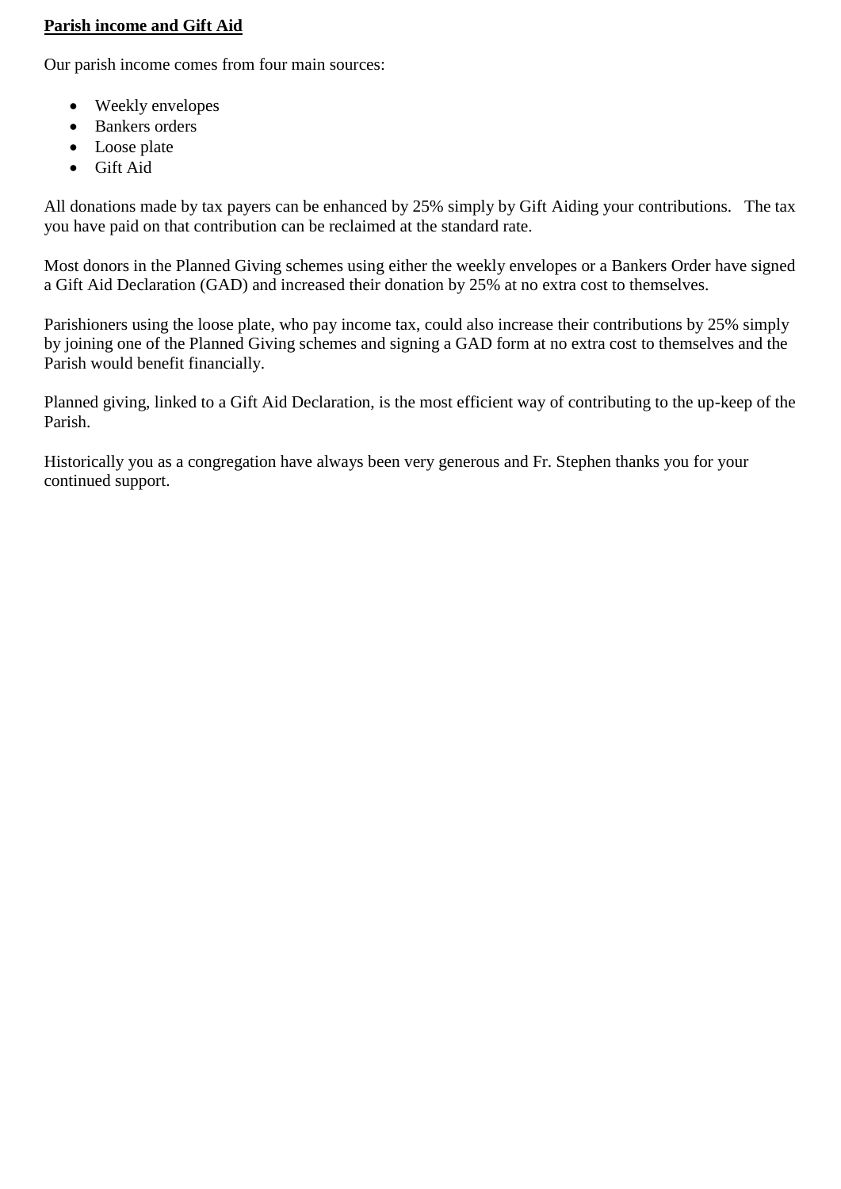**Parish income and Gift Aid**

Our parish income comes from four main sources:

- Weekly envelopes
- Bankers orders
- Loose plate
- Gift Aid

All donations made by tax payers can be enhanced by 25% simply by Gift Aiding your contributions. The tax you have paid on that contribution can be reclaimed at the standard rate.

Most donors in the Planned Giving schemes using either the weekly envelopes or a Bankers Order have signed a Gift Aid Declaration (GAD) and increased their donation by 25% at no extra cost to themselves.

Parishioners using the loose plate, who pay income tax, could also increase their contributions by 25% simply by joining one of the Planned Giving schemes and signing a GAD form at no extra cost to themselves and the Parish would benefit financially.

Planned giving, linked to a Gift Aid Declaration, is the most efficient way of contributing to the up-keep of the Parish.

Historically you as a congregation have always been very generous and Fr. Stephen thanks you for your continued support.